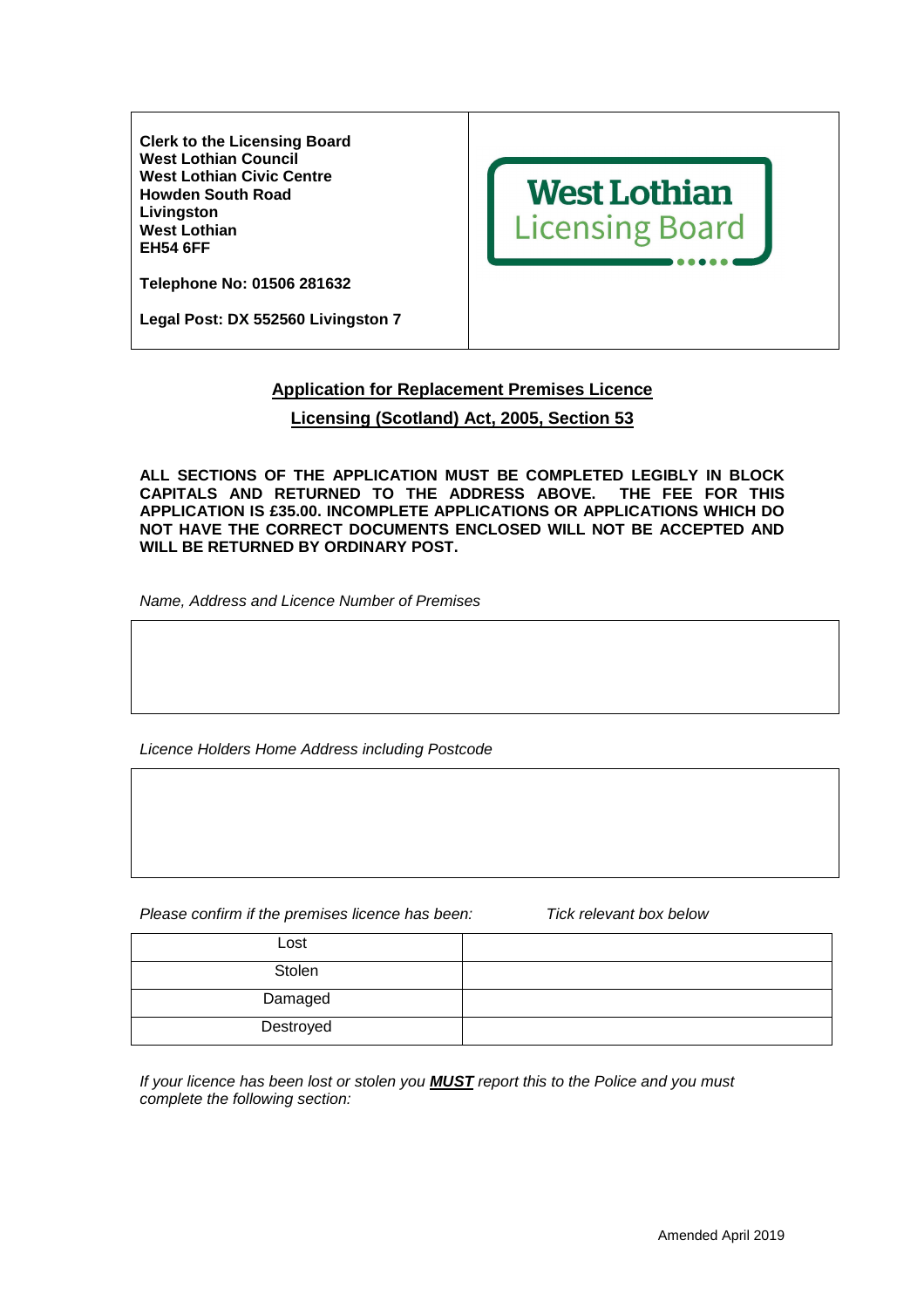| **Clerk to the Licensing Board**<br>**West Lothian Council**<br>**West Lothian Civic Centre**<br>**Howden South Road**<br>**Livingston**<br>**West Lothian**<br>**EH54 6FF**<br><br>**Telephone No: 01506 281632**<br><br>**Legal Post: DX 552560 Livingston 7** | West Lothian Licensing Board |
|---|---|

## Application for Replacement Premises Licence

## Licensing (Scotland) Act, 2005, Section 53

**ALL SECTIONS OF THE APPLICATION MUST BE COMPLETED LEGIBLY IN BLOCK CAPITALS AND RETURNED TO THE ADDRESS ABOVE. THE FEE FOR THIS APPLICATION IS £35.00. INCOMPLETE APPLICATIONS OR APPLICATIONS WHICH DO NOT HAVE THE CORRECT DOCUMENTS ENCLOSED WILL NOT BE ACCEPTED AND WILL BE RETURNED BY ORDINARY POST.**

*Name, Address and Licence Number of Premises*

| |
|---|
| |

*Licence Holders Home Address including Postcode*

| |
|---|
| |

*Please confirm if the premises licence has been:* *Tick relevant box below*

| | |
|---|---|
| Lost | |
| Stolen | |
| Damaged | |
| Destroyed | |

*If your licence has been lost or stolen you **MUST** report this to the Police and you must complete the following section:*

Amended April 2019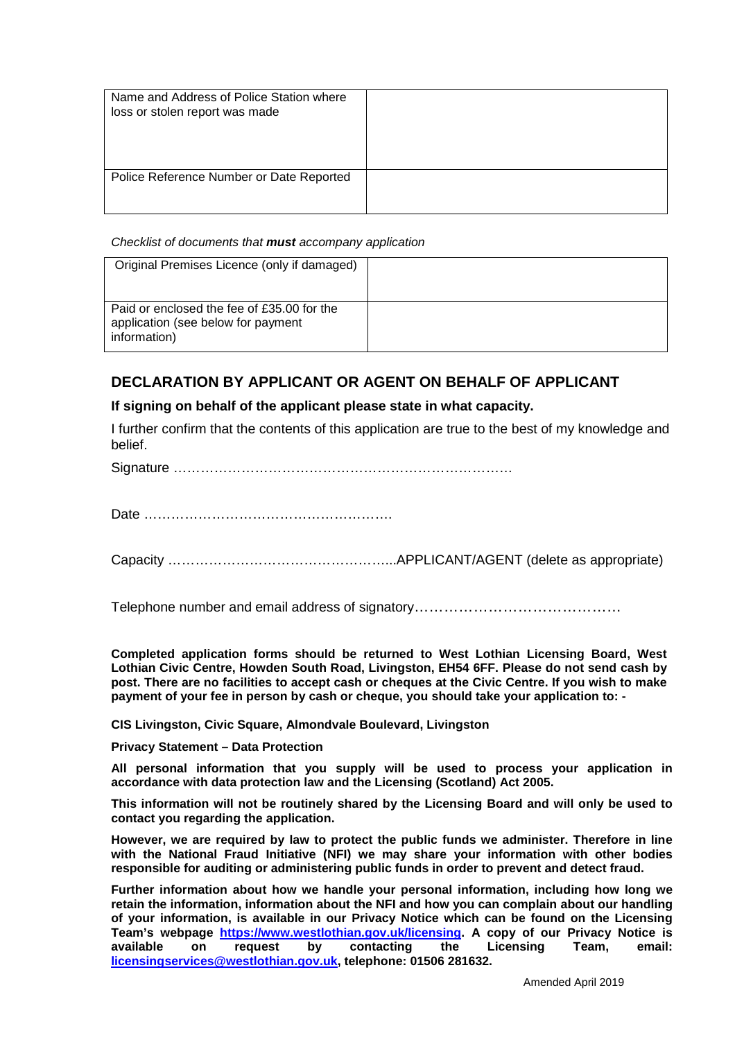| | |
|---|---|
| Name and Address of Police Station where loss or stolen report was made | |
| Police Reference Number or Date Reported | |

*Checklist of documents that **must** accompany application*

| | |
|---|---|
| Original Premises Licence (only if damaged) | |
| Paid or enclosed the fee of £35.00 for the application (see below for payment information) | |

## DECLARATION BY APPLICANT OR AGENT ON BEHALF OF APPLICANT

**If signing on behalf of the applicant please state in what capacity.**

I further confirm that the contents of this application are true to the best of my knowledge and belief.

Signature ……………………………………………………………………

Date ……………………………………………….

Capacity …………………………………………....APPLICANT/AGENT (delete as appropriate)

Telephone number and email address of signatory……………………………………

**Completed application forms should be returned to West Lothian Licensing Board, West Lothian Civic Centre, Howden South Road, Livingston, EH54 6FF. Please do not send cash by post. There are no facilities to accept cash or cheques at the Civic Centre. If you wish to make payment of your fee in person by cash or cheque, you should take your application to: -**

**CIS Livingston, Civic Square, Almondvale Boulevard, Livingston**

**Privacy Statement – Data Protection**

**All personal information that you supply will be used to process your application in accordance with data protection law and the Licensing (Scotland) Act 2005.**

**This information will not be routinely shared by the Licensing Board and will only be used to contact you regarding the application.**

**However, we are required by law to protect the public funds we administer. Therefore in line with the National Fraud Initiative (NFI) we may share your information with other bodies responsible for auditing or administering public funds in order to prevent and detect fraud.**

**Further information about how we handle your personal information, including how long we retain the information, information about the NFI and how you can complain about our handling of your information, is available in our Privacy Notice which can be found on the Licensing Team's webpage [https://www.westlothian.gov.uk/licensing](https://www.westlothian.gov.uk/licensing). A copy of our Privacy Notice is available on request by contacting the Licensing Team, email: [licensingservices@westlothian.gov.uk](mailto:licensingservices@westlothian.gov.uk), telephone: 01506 281632.**

Amended April 2019